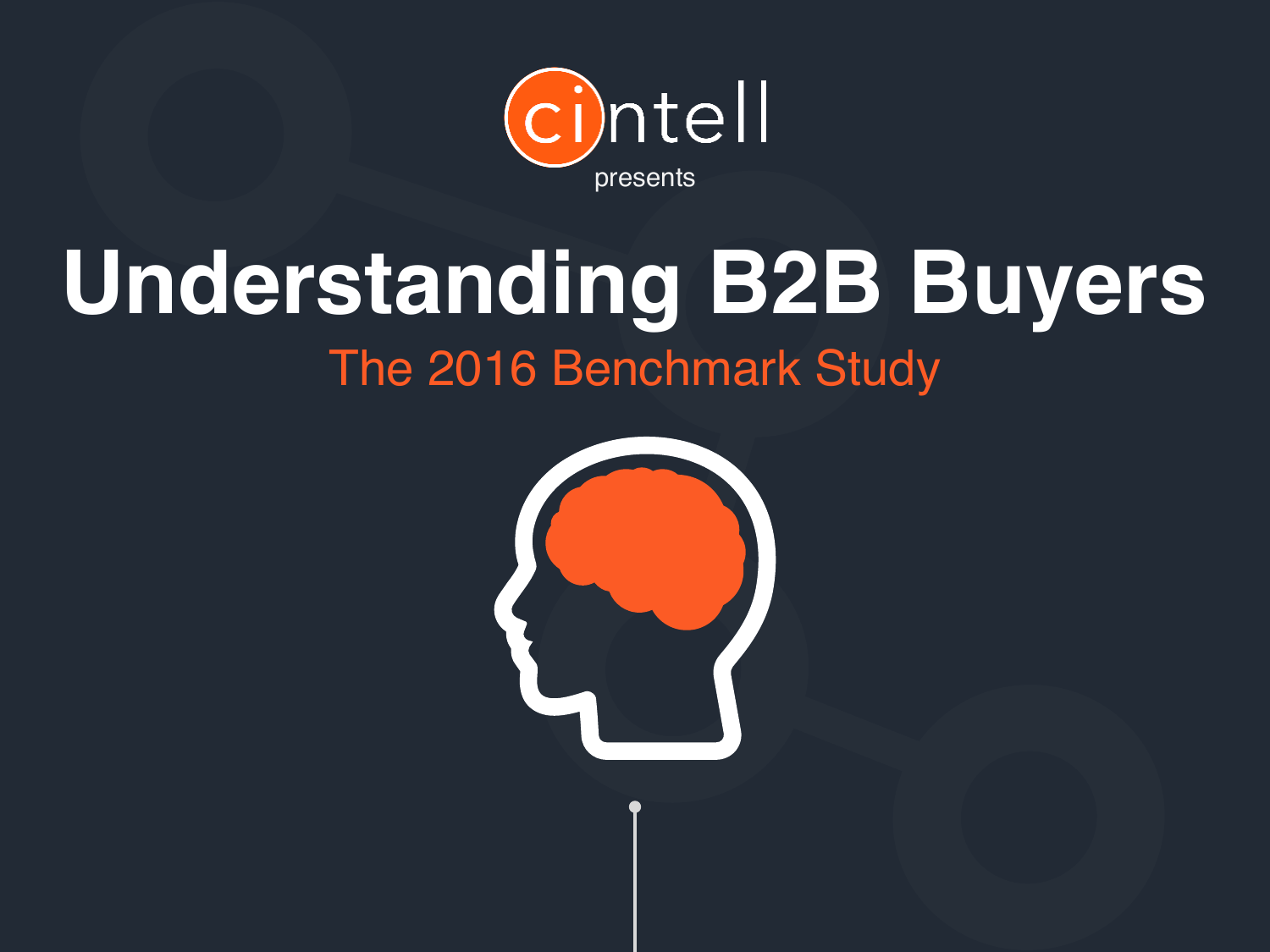cintell

presents

# Understanding B2B Buyers

## The 2016 Benchmark Study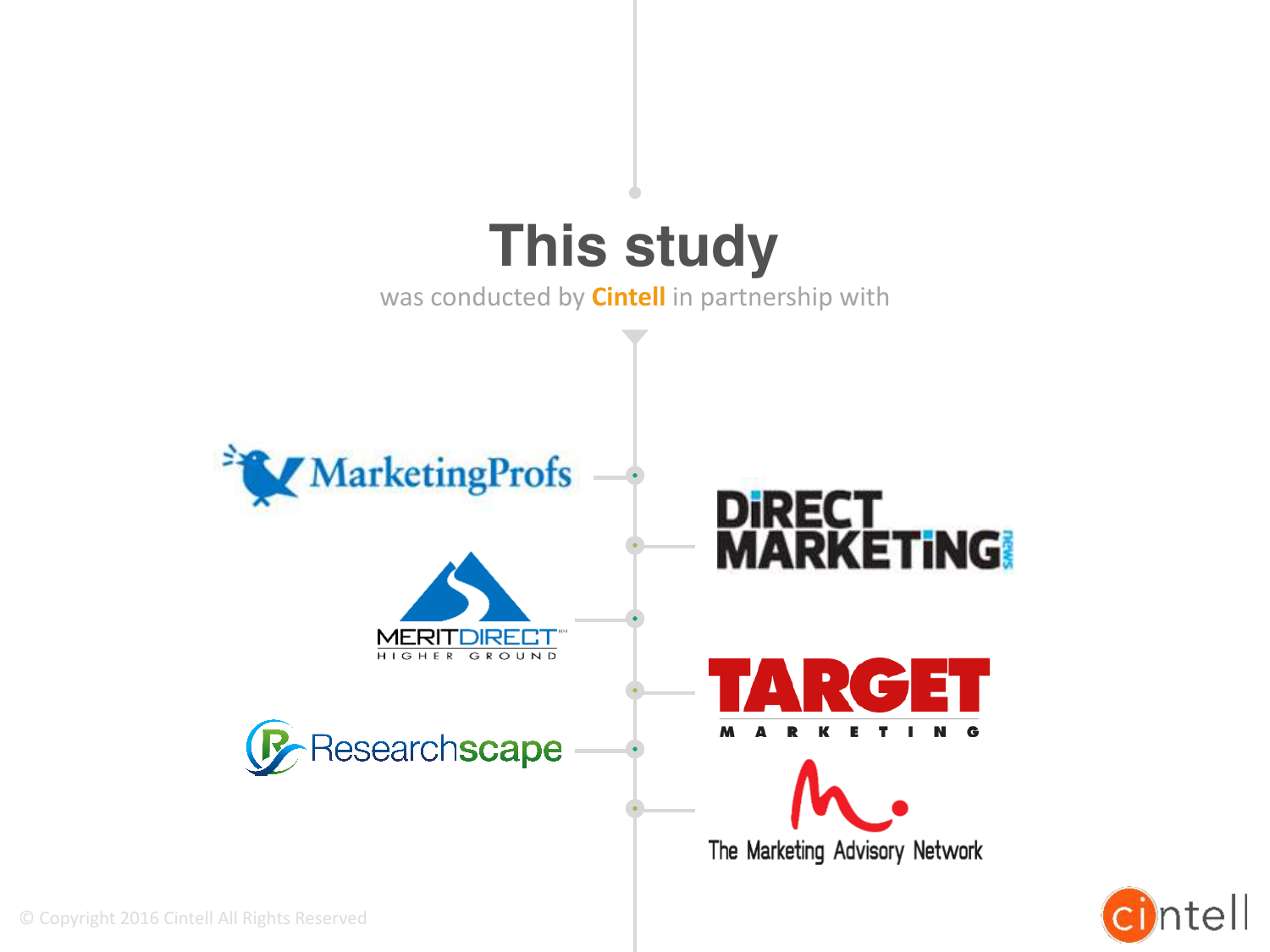# This study

was conducted by **Cintell** in partnership with

MarketingProfs

Direct Marketing News

MeritDirect — Higher Ground

Target Marketing

Researchscape

The Marketing Advisory Network

© Copyright 2016 Cintell All Rights Reserved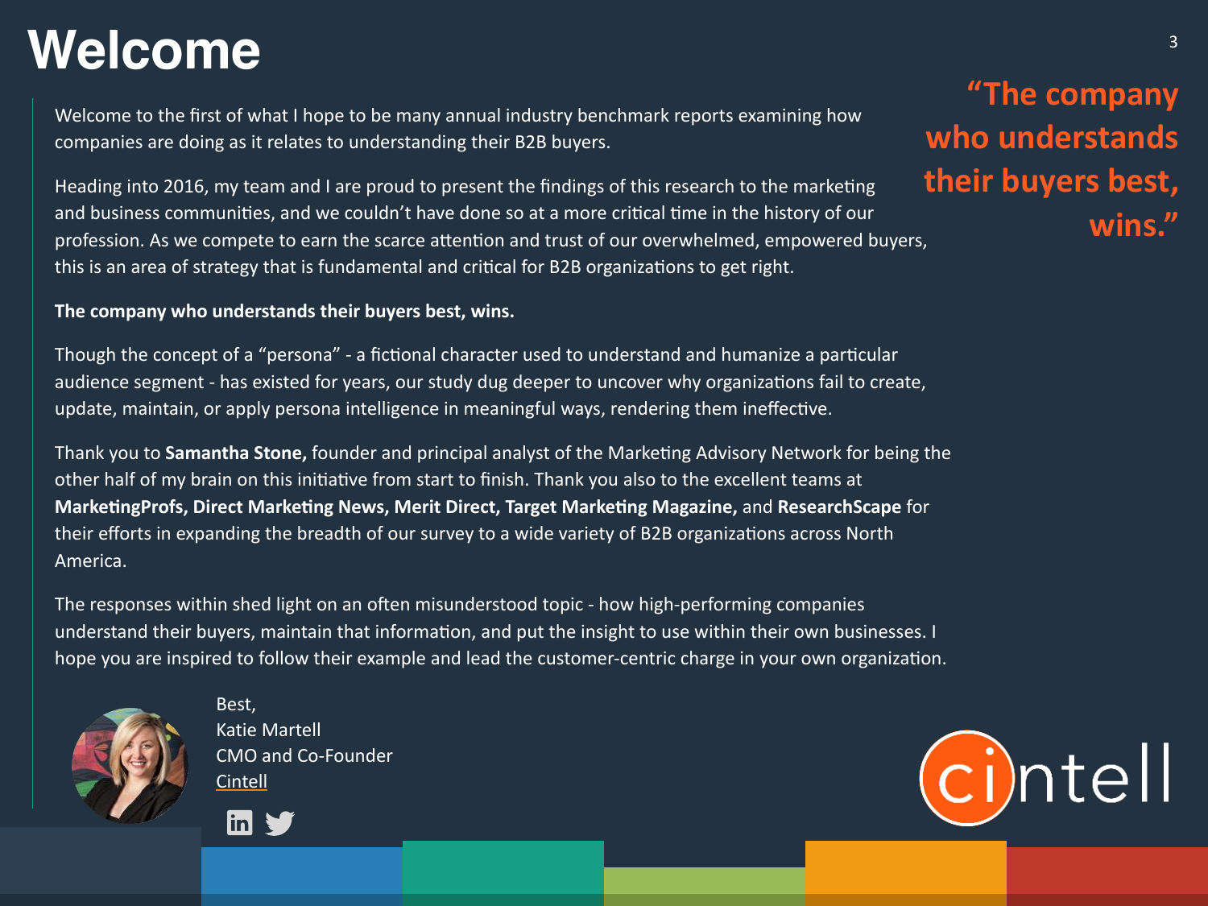# Welcome

> **"The company who understands their buyers best, wins."**

Welcome to the first of what I hope to be many annual industry benchmark reports examining how companies are doing as it relates to understanding their B2B buyers.

Heading into 2016, my team and I are proud to present the findings of this research to the marketing and business communities, and we couldn't have done so at a more critical time in the history of our profession. As we compete to earn the scarce attention and trust of our overwhelmed, empowered buyers, this is an area of strategy that is fundamental and critical for B2B organizations to get right.

**The company who understands their buyers best, wins.**

Though the concept of a "persona" - a fictional character used to understand and humanize a particular audience segment - has existed for years, our study dug deeper to uncover why organizations fail to create, update, maintain, or apply persona intelligence in meaningful ways, rendering them ineffective.

Thank you to **Samantha Stone,** founder and principal analyst of the Marketing Advisory Network for being the other half of my brain on this initiative from start to finish. Thank you also to the excellent teams at **MarketingProfs, Direct Marketing News, Merit Direct, Target Marketing Magazine,** and **ResearchScape** for their efforts in expanding the breadth of our survey to a wide variety of B2B organizations across North America.

The responses within shed light on an often misunderstood topic - how high-performing companies understand their buyers, maintain that information, and put the insight to use within their own businesses. I hope you are inspired to follow their example and lead the customer-centric charge in your own organization.

Best,
Katie Martell
CMO and Co-Founder
Cintell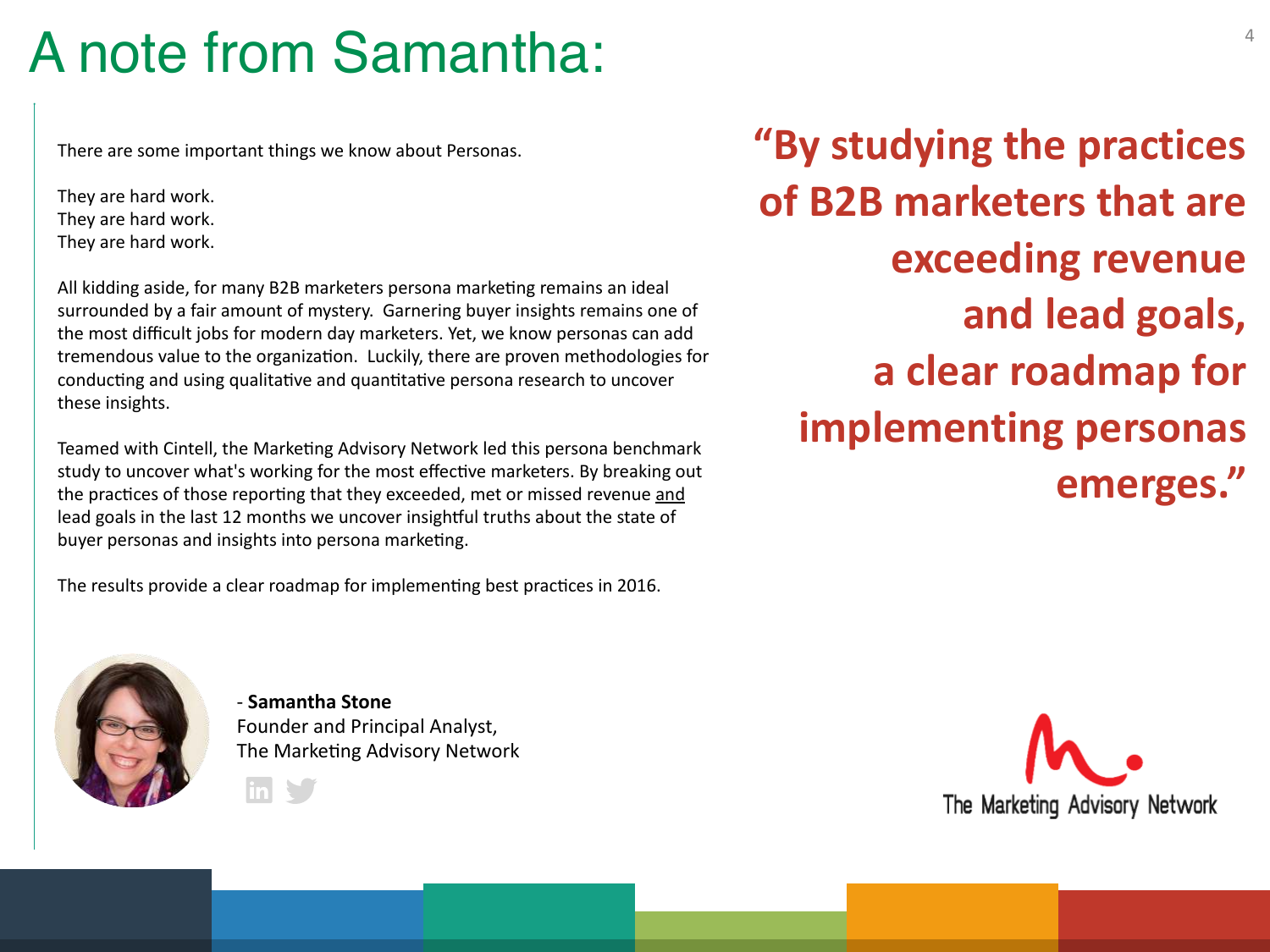# A note from Samantha:

There are some important things we know about Personas.

They are hard work.
They are hard work.
They are hard work.

All kidding aside, for many B2B marketers persona marketing remains an ideal surrounded by a fair amount of mystery. Garnering buyer insights remains one of the most difficult jobs for modern day marketers. Yet, we know personas can add tremendous value to the organization. Luckily, there are proven methodologies for conducting and using qualitative and quantitative persona research to uncover these insights.

Teamed with Cintell, the Marketing Advisory Network led this persona benchmark study to uncover what's working for the most effective marketers. By breaking out the practices of those reporting that they exceeded, met or missed revenue and lead goals in the last 12 months we uncover insightful truths about the state of buyer personas and insights into persona marketing.

The results provide a clear roadmap for implementing best practices in 2016.

- **Samantha Stone**
Founder and Principal Analyst,
The Marketing Advisory Network

**"By studying the practices of B2B marketers that are exceeding revenue and lead goals, a clear roadmap for implementing personas emerges."**

The Marketing Advisory Network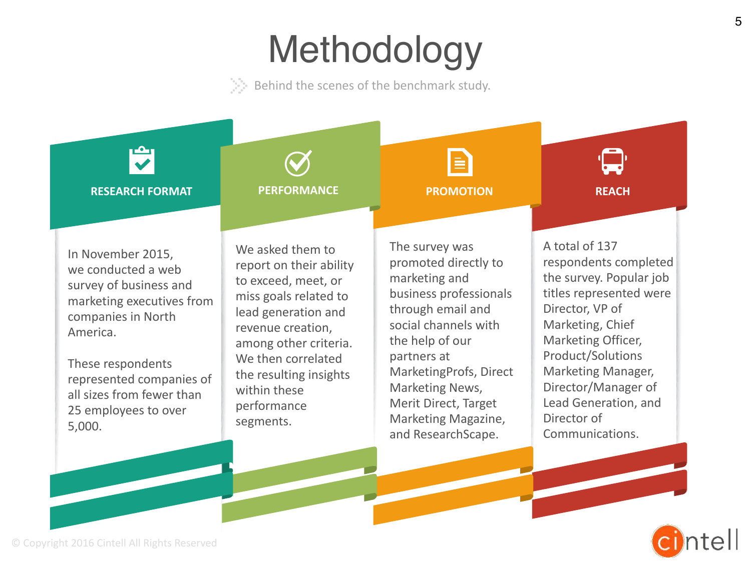# Methodology

Behind the scenes of the benchmark study.

## RESEARCH FORMAT

In November 2015, we conducted a web survey of business and marketing executives from companies in North America.

These respondents represented companies of all sizes from fewer than 25 employees to over 5,000.

## PERFORMANCE

We asked them to report on their ability to exceed, meet, or miss goals related to lead generation and revenue creation, among other criteria. We then correlated the resulting insights within these performance segments.

## PROMOTION

The survey was promoted directly to marketing and business professionals through email and social channels with the help of our partners at MarketingProfs, Direct Marketing News, Merit Direct, Target Marketing Magazine, and ResearchScape.

## REACH

A total of 137 respondents completed the survey. Popular job titles represented were Director, VP of Marketing, Chief Marketing Officer, Product/Solutions Marketing Manager, Director/Manager of Lead Generation, and Director of Communications.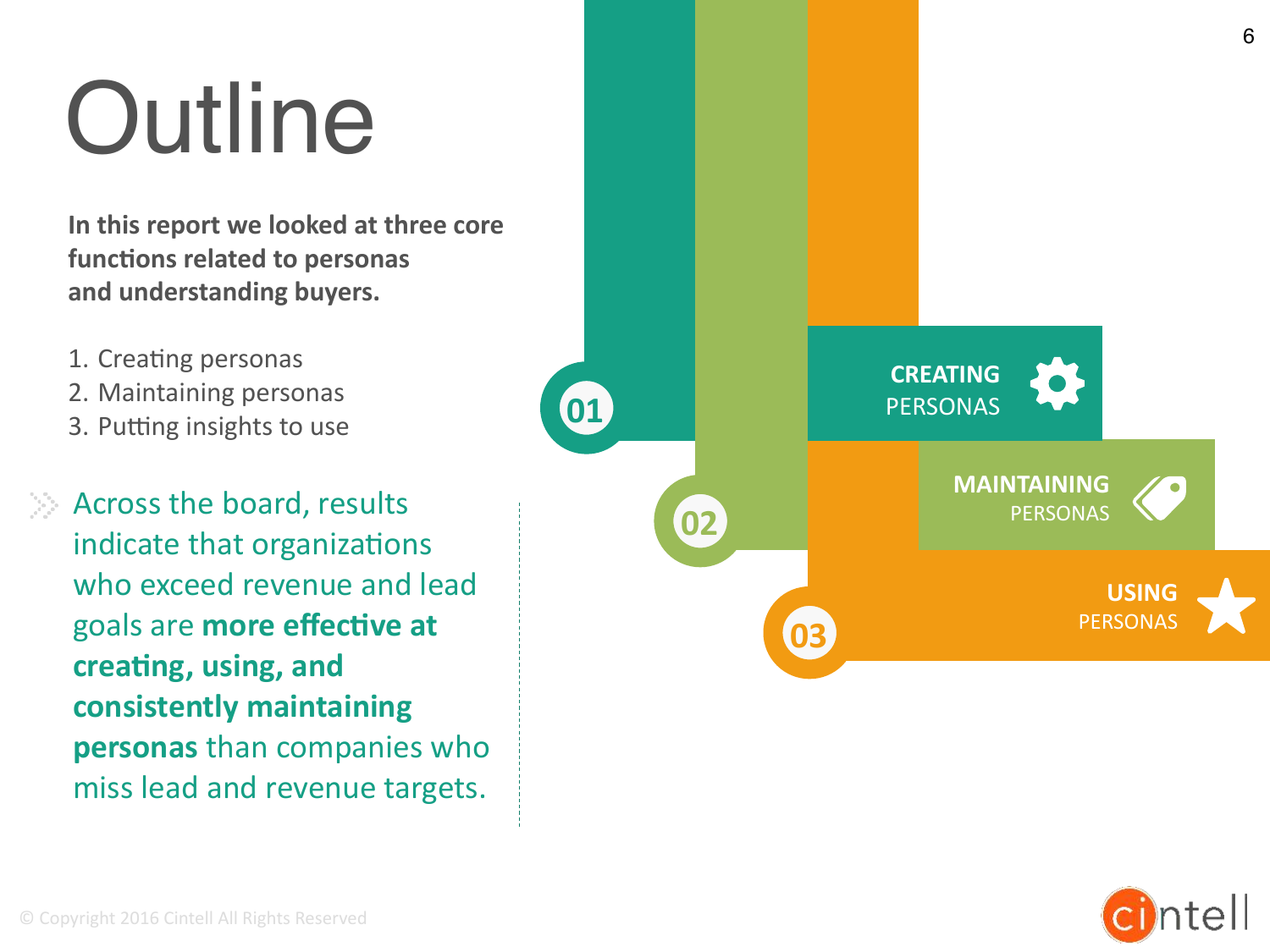# Outline

**In this report we looked at three core functions related to personas and understanding buyers.**

1. Creating personas
2. Maintaining personas
3. Putting insights to use

Across the board, results indicate that organizations who exceed revenue and lead goals are **more effective at creating, using, and consistently maintaining personas** than companies who miss lead and revenue targets.

01 **CREATING** PERSONAS

02 **MAINTAINING** PERSONAS

03 **USING** PERSONAS

© Copyright 2016 Cintell All Rights Reserved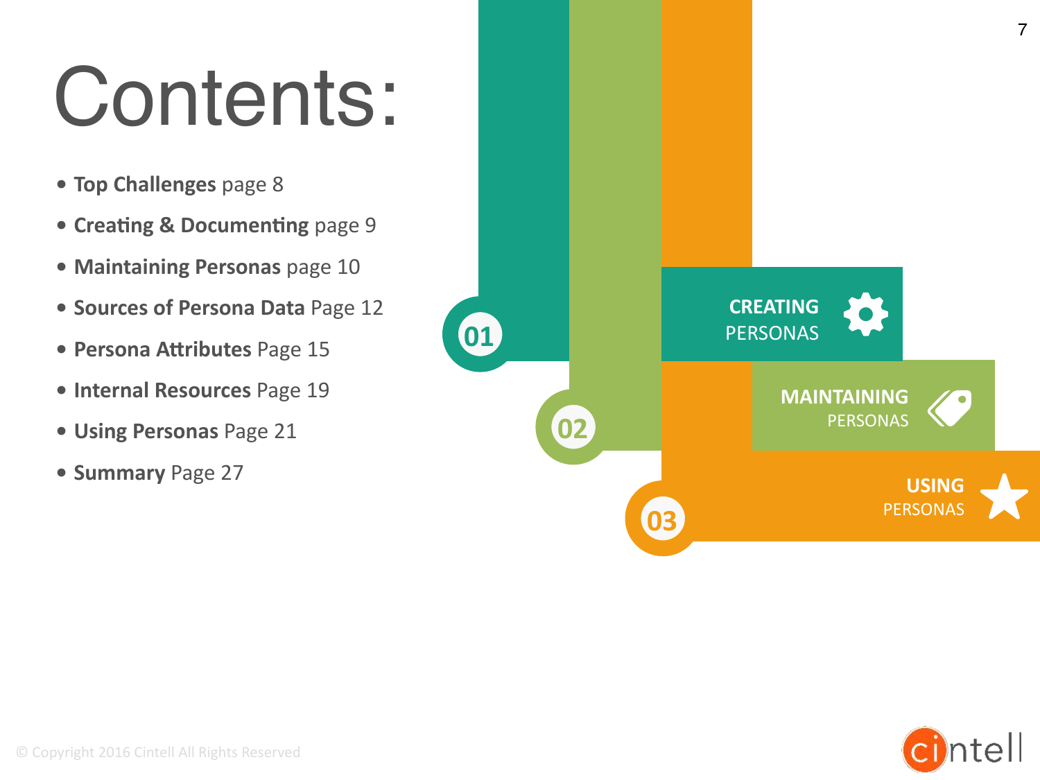# Contents:

- **Top Challenges** page 8
- **Creating & Documenting** page 9
- **Maintaining Personas** page 10
- **Sources of Persona Data** Page 12
- **Persona Attributes** Page 15
- **Internal Resources** Page 19
- **Using Personas** Page 21
- **Summary** Page 27

01 **CREATING** PERSONAS

02 **MAINTAINING** PERSONAS

03 **USING** PERSONAS

© Copyright 2016 Cintell All Rights Reserved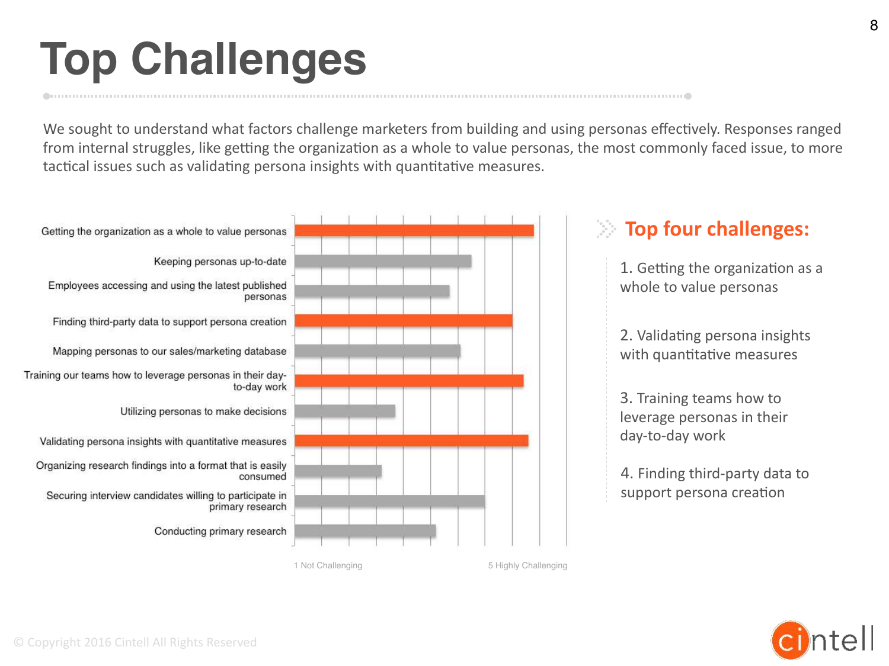# Top Challenges

We sought to understand what factors challenge marketers from building and using personas effectively. Responses ranged from internal struggles, like getting the organization as a whole to value personas, the most commonly faced issue, to more tactical issues such as validating persona insights with quantitative measures.

Getting the organization as a whole to value personas

Keeping personas up-to-date

Employees accessing and using the latest published personas

Finding third-party data to support persona creation

Mapping personas to our sales/marketing database

Training our teams how to leverage personas in their day-to-day work

Utilizing personas to make decisions

Validating persona insights with quantitative measures

Organizing research findings into a format that is easily consumed

Securing interview candidates willing to participate in primary research

Conducting primary research

1 Not Challenging — 5 Highly Challenging

## Top four challenges:

1. Getting the organization as a whole to value personas

2. Validating persona insights with quantitative measures

3. Training teams how to leverage personas in their day-to-day work

4. Finding third-party data to support persona creation

© Copyright 2016 Cintell All Rights Reserved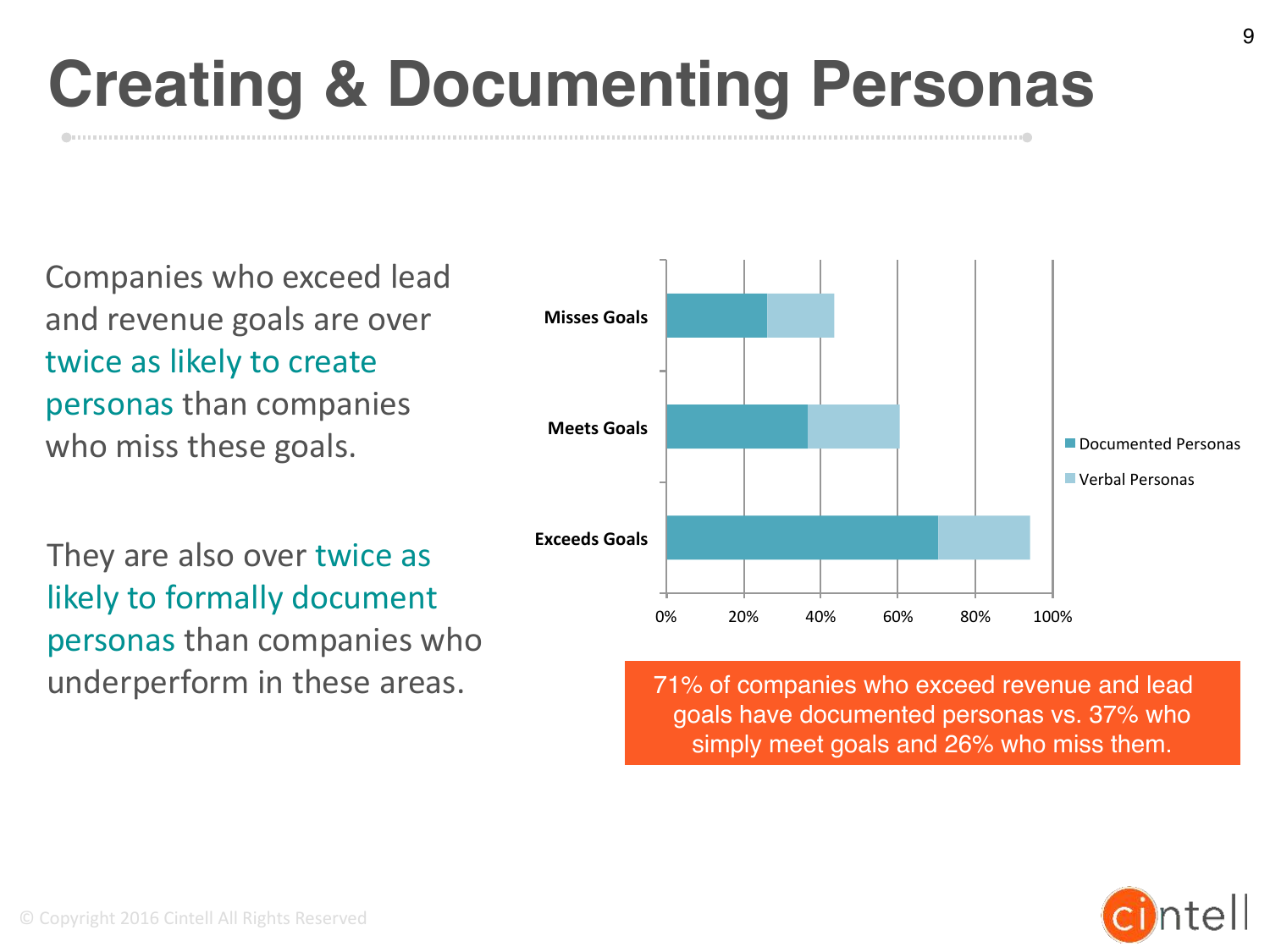# Creating & Documenting Personas

Companies who exceed lead and revenue goals are over twice as likely to create personas than companies who miss these goals.

They are also over twice as likely to formally document personas than companies who underperform in these areas.

Misses Goals

Meets Goals

Exceeds Goals

0% 20% 40% 60% 80% 100%

Documented Personas

Verbal Personas

71% of companies who exceed revenue and lead goals have documented personas vs. 37% who simply meet goals and 26% who miss them.

© Copyright 2016 Cintell All Rights Reserved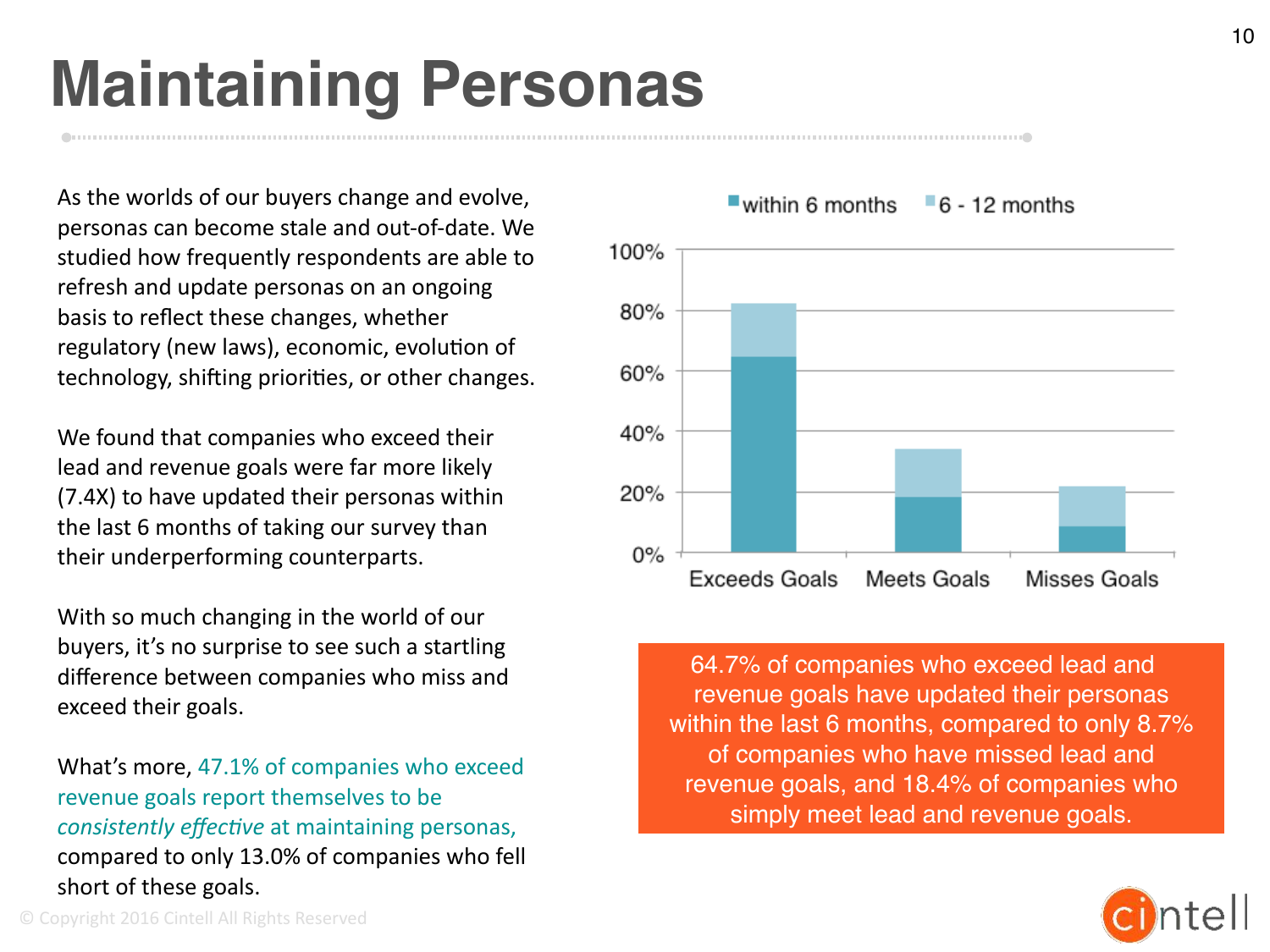# Maintaining Personas

As the worlds of our buyers change and evolve, personas can become stale and out-of-date. We studied how frequently respondents are able to refresh and update personas on an ongoing basis to reflect these changes, whether regulatory (new laws), economic, evolution of technology, shifting priorities, or other changes.

We found that companies who exceed their lead and revenue goals were far more likely (7.4X) to have updated their personas within the last 6 months of taking our survey than their underperforming counterparts.

With so much changing in the world of our buyers, it's no surprise to see such a startling difference between companies who miss and exceed their goals.

What's more, 47.1% of companies who exceed revenue goals report themselves to be *consistently effective* at maintaining personas, compared to only 13.0% of companies who fell short of these goals.

within 6 months | 6 - 12 months

100%
80%
60%
40%
20%
0%

Exceeds Goals | Meets Goals | Misses Goals

64.7% of companies who exceed lead and revenue goals have updated their personas within the last 6 months, compared to only 8.7% of companies who have missed lead and revenue goals, and 18.4% of companies who simply meet lead and revenue goals.

© Copyright 2016 Cintell All Rights Reserved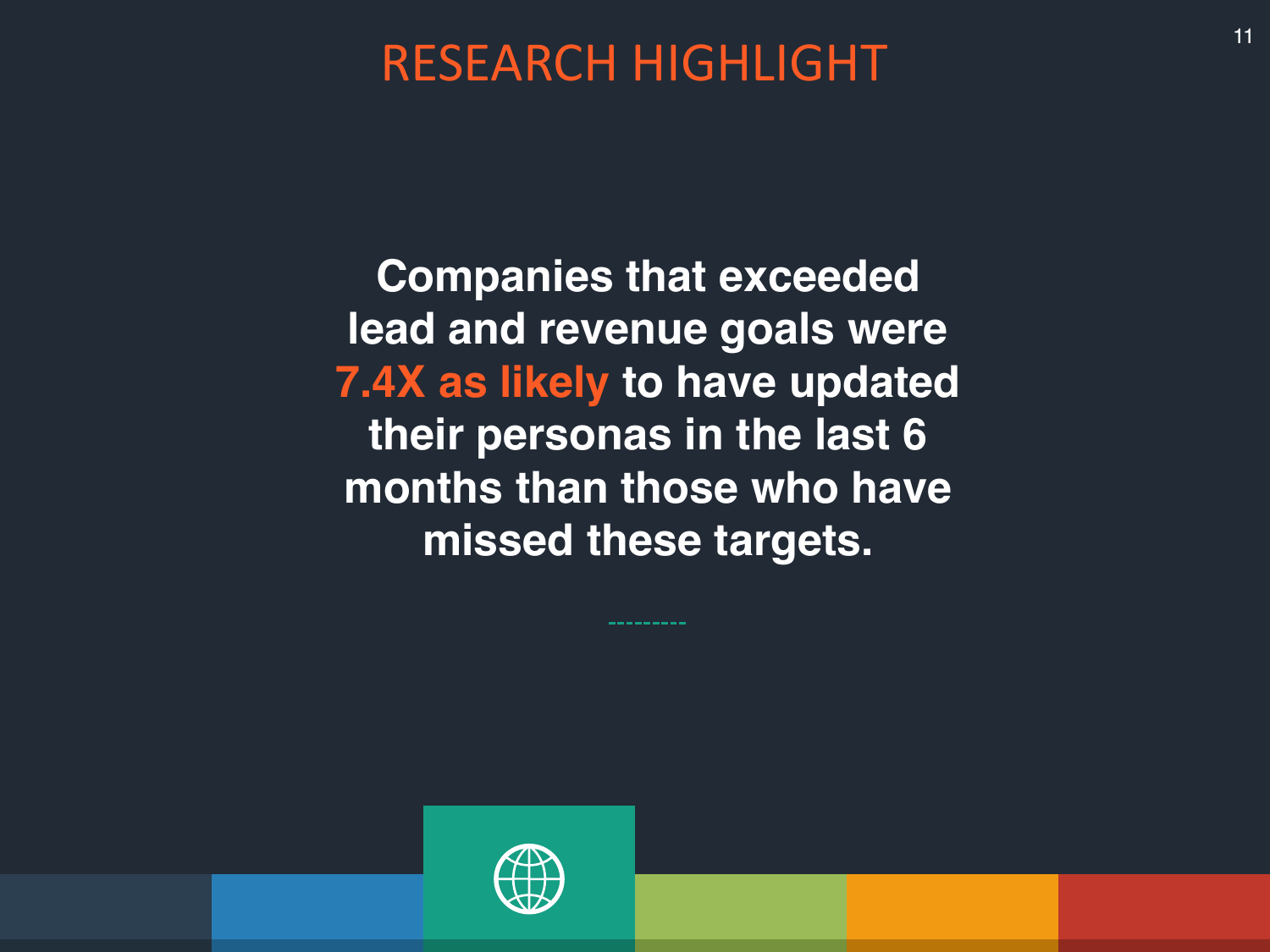# RESEARCH HIGHLIGHT

**Companies that exceeded lead and revenue goals were 7.4X as likely to have updated their personas in the last 6 months than those who have missed these targets.**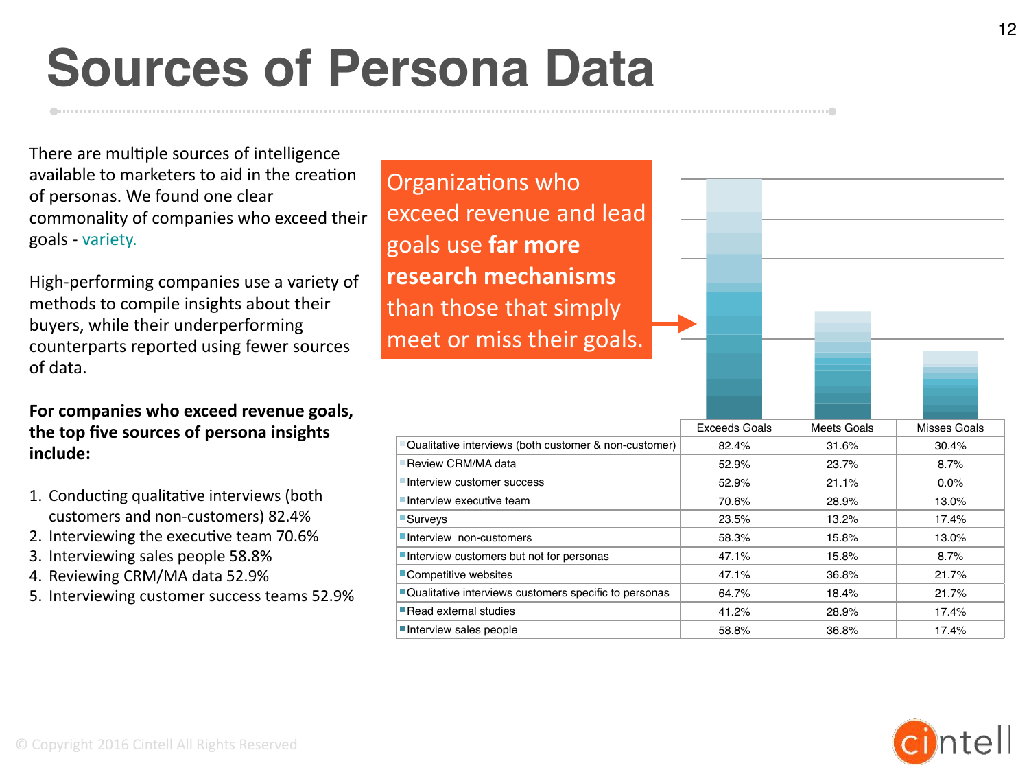# Sources of Persona Data

There are multiple sources of intelligence available to marketers to aid in the creation of personas. We found one clear commonality of companies who exceed their goals - variety.

High-performing companies use a variety of methods to compile insights about their buyers, while their underperforming counterparts reported using fewer sources of data.

**For companies who exceed revenue goals, the top five sources of persona insights include:**

1. Conducting qualitative interviews (both customers and non-customers) 82.4%
2. Interviewing the executive team 70.6%
3. Interviewing sales people 58.8%
4. Reviewing CRM/MA data 52.9%
5. Interviewing customer success teams 52.9%

Organizations who exceed revenue and lead goals use **far more research mechanisms** than those that simply meet or miss their goals.

| | Exceeds Goals | Meets Goals | Misses Goals |
|---|---|---|---|
| Qualitative interviews (both customer & non-customer) | 82.4% | 31.6% | 30.4% |
| Review CRM/MA data | 52.9% | 23.7% | 8.7% |
| Interview customer success | 52.9% | 21.1% | 0.0% |
| Interview executive team | 70.6% | 28.9% | 13.0% |
| Surveys | 23.5% | 13.2% | 17.4% |
| Interview non-customers | 58.3% | 15.8% | 13.0% |
| Interview customers but not for personas | 47.1% | 15.8% | 8.7% |
| Competitive websites | 47.1% | 36.8% | 21.7% |
| Qualitative interviews customers specific to personas | 64.7% | 18.4% | 21.7% |
| Read external studies | 41.2% | 28.9% | 17.4% |
| Interview sales people | 58.8% | 36.8% | 17.4% |

© Copyright 2016 Cintell All Rights Reserved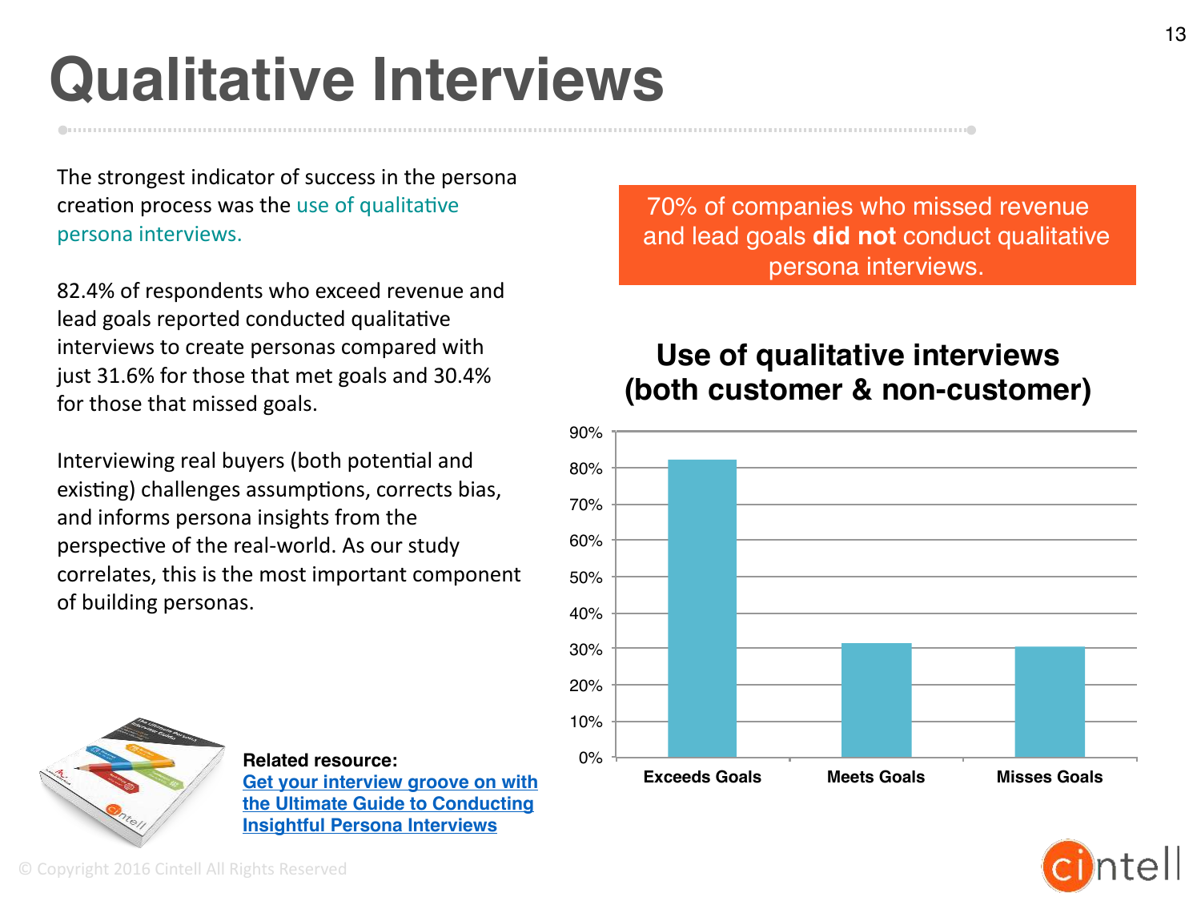# Qualitative Interviews

The strongest indicator of success in the persona creation process was the use of qualitative persona interviews.

82.4% of respondents who exceed revenue and lead goals reported conducted qualitative interviews to create personas compared with just 31.6% for those that met goals and 30.4% for those that missed goals.

Interviewing real buyers (both potential and existing) challenges assumptions, corrects bias, and informs persona insights from the perspective of the real-world. As our study correlates, this is the most important component of building personas.

70% of companies who missed revenue and lead goals **did not** conduct qualitative persona interviews.

**Use of qualitative interviews (both customer & non-customer)**

| | Exceeds Goals | Meets Goals | Misses Goals |
|---|---|---|---|
| Use of qualitative interviews | 82.4% | 31.6% | 30.4% |

**Related resource:**
[Get your interview groove on with the Ultimate Guide to Conducting Insightful Persona Interviews]

© Copyright 2016 Cintell All Rights Reserved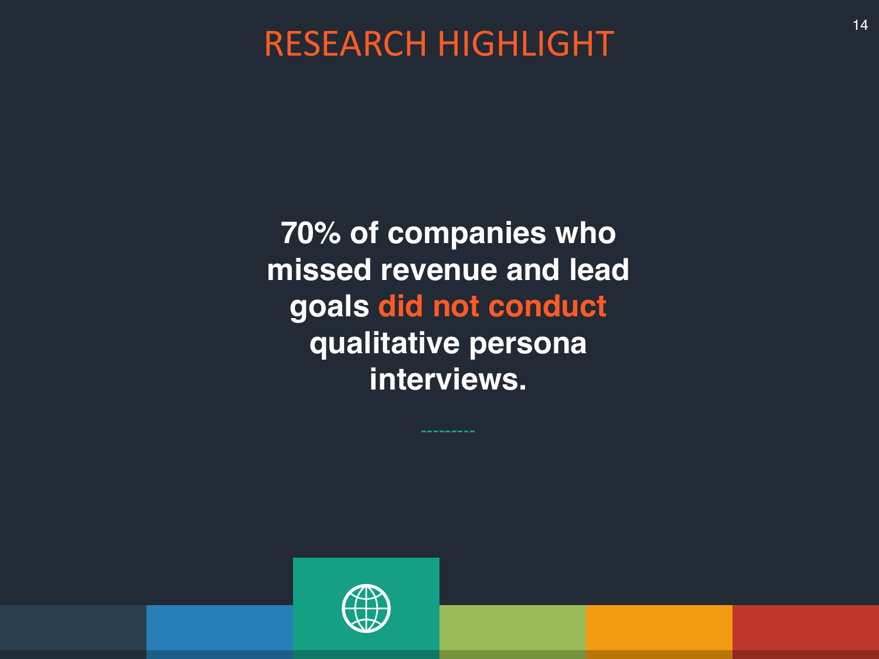# RESEARCH HIGHLIGHT

**70% of companies who missed revenue and lead goals did not conduct qualitative persona interviews.**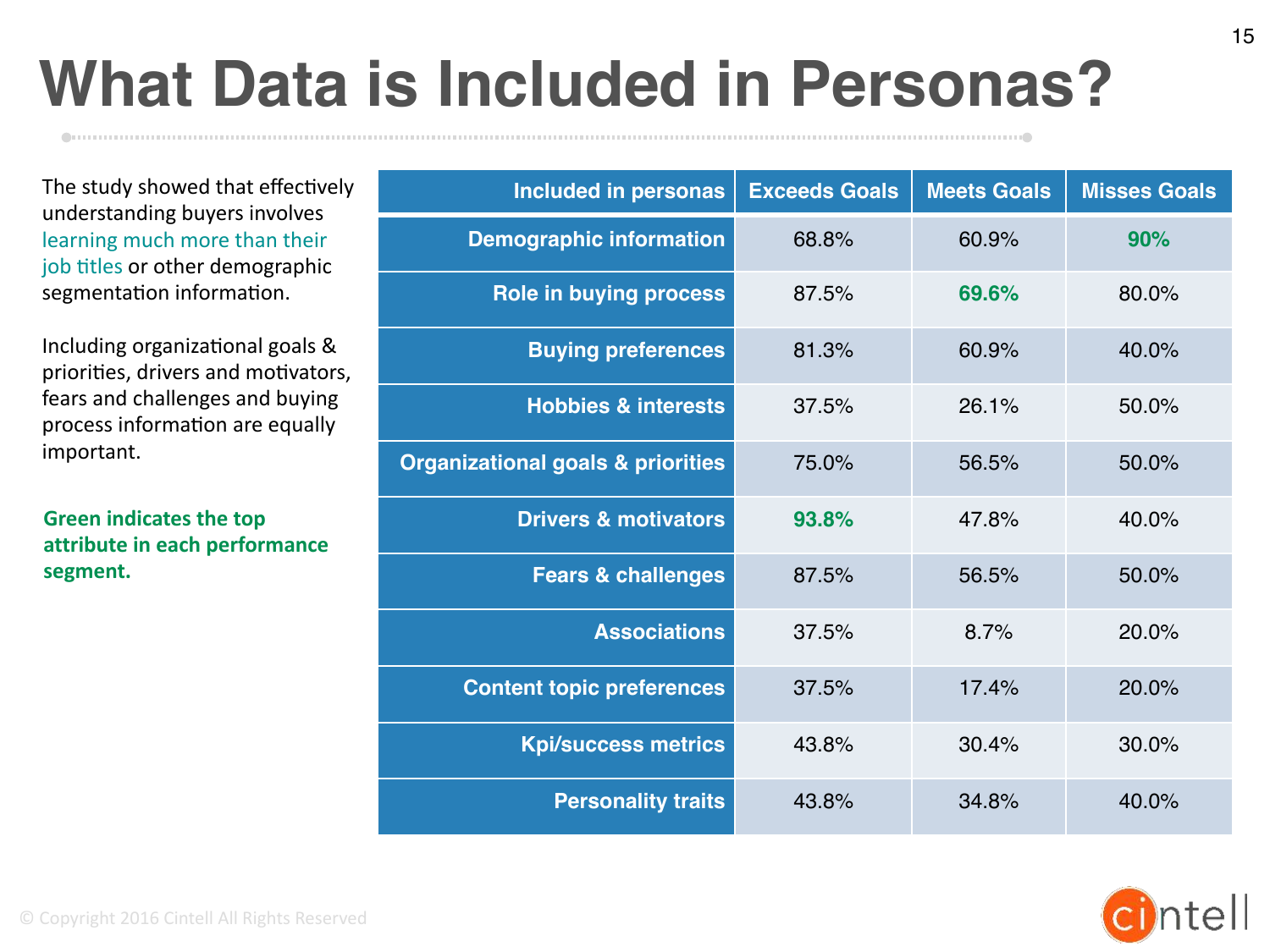# What Data is Included in Personas?

The study showed that effectively understanding buyers involves learning much more than their job titles or other demographic segmentation information.

Including organizational goals & priorities, drivers and motivators, fears and challenges and buying process information are equally important.

**Green indicates the top attribute in each performance segment.**

| Included in personas | Exceeds Goals | Meets Goals | Misses Goals |
|---|---|---|---|
| Demographic information | 68.8% | 60.9% | **90%** |
| Role in buying process | 87.5% | **69.6%** | 80.0% |
| Buying preferences | 81.3% | 60.9% | 40.0% |
| Hobbies & interests | 37.5% | 26.1% | 50.0% |
| Organizational goals & priorities | 75.0% | 56.5% | 50.0% |
| Drivers & motivators | **93.8%** | 47.8% | 40.0% |
| Fears & challenges | 87.5% | 56.5% | 50.0% |
| Associations | 37.5% | 8.7% | 20.0% |
| Content topic preferences | 37.5% | 17.4% | 20.0% |
| Kpi/success metrics | 43.8% | 30.4% | 30.0% |
| Personality traits | 43.8% | 34.8% | 40.0% |

© Copyright 2016 Cintell All Rights Reserved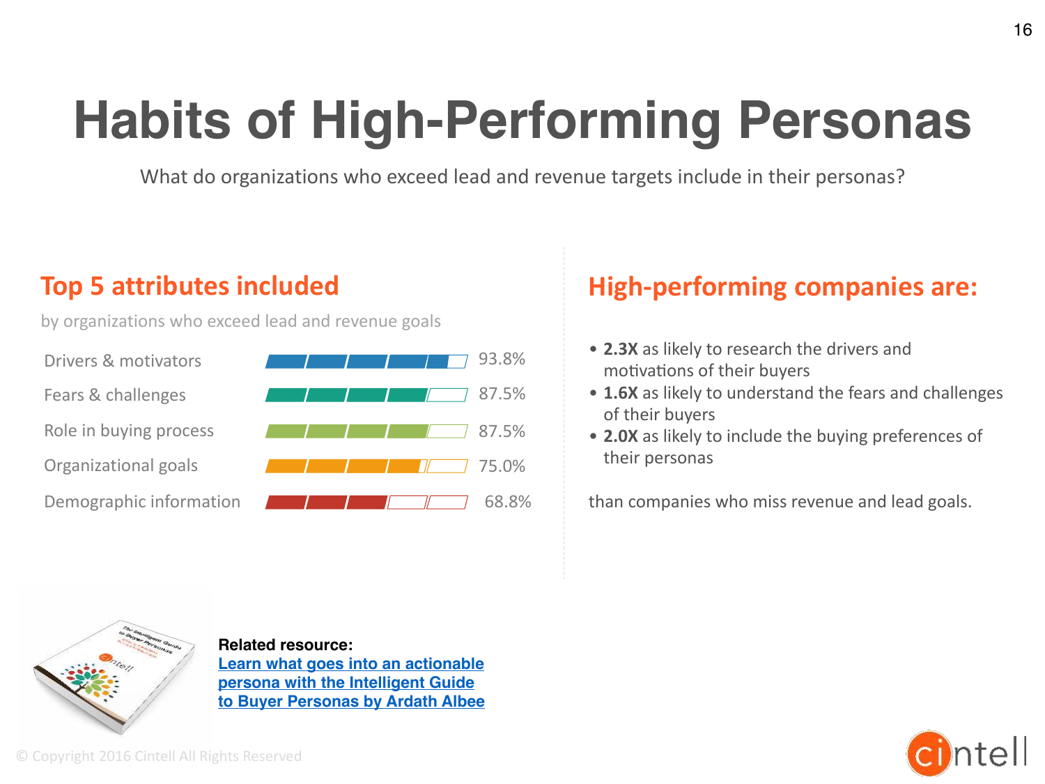# Habits of High-Performing Personas

What do organizations who exceed lead and revenue targets include in their personas?

## Top 5 attributes included

by organizations who exceed lead and revenue goals

| Attribute | Percentage |
|---|---|
| Drivers & motivators | 93.8% |
| Fears & challenges | 87.5% |
| Role in buying process | 87.5% |
| Organizational goals | 75.0% |
| Demographic information | 68.8% |

## High-performing companies are:

- **2.3X** as likely to research the drivers and motivations of their buyers
- **1.6X** as likely to understand the fears and challenges of their buyers
- **2.0X** as likely to include the buying preferences of their personas

than companies who miss revenue and lead goals.

**Related resource:**
Learn what goes into an actionable persona with the Intelligent Guide to Buyer Personas by Ardath Albee

© Copyright 2016 Cintell All Rights Reserved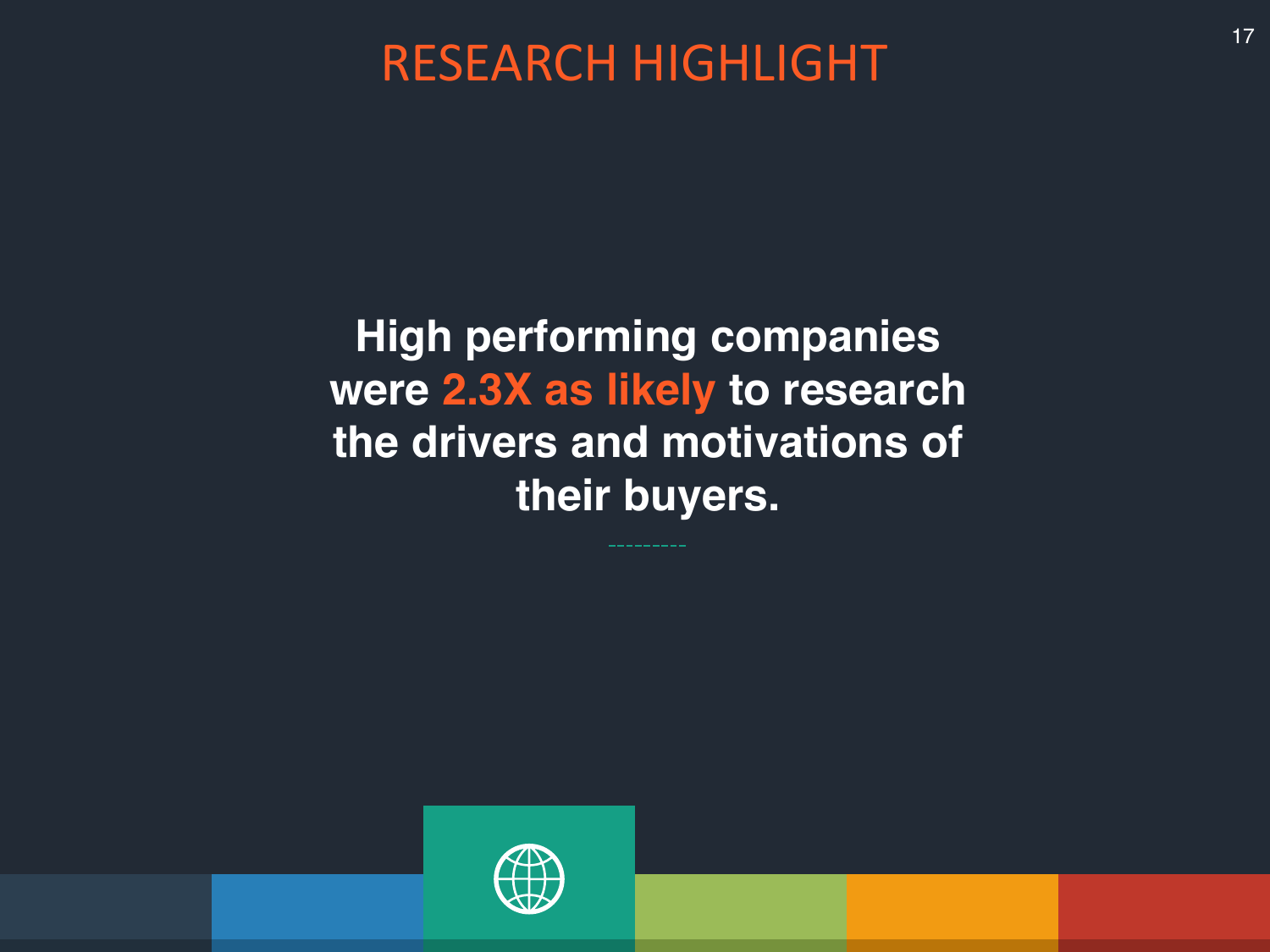# RESEARCH HIGHLIGHT

**High performing companies were 2.3X as likely to research the drivers and motivations of their buyers.**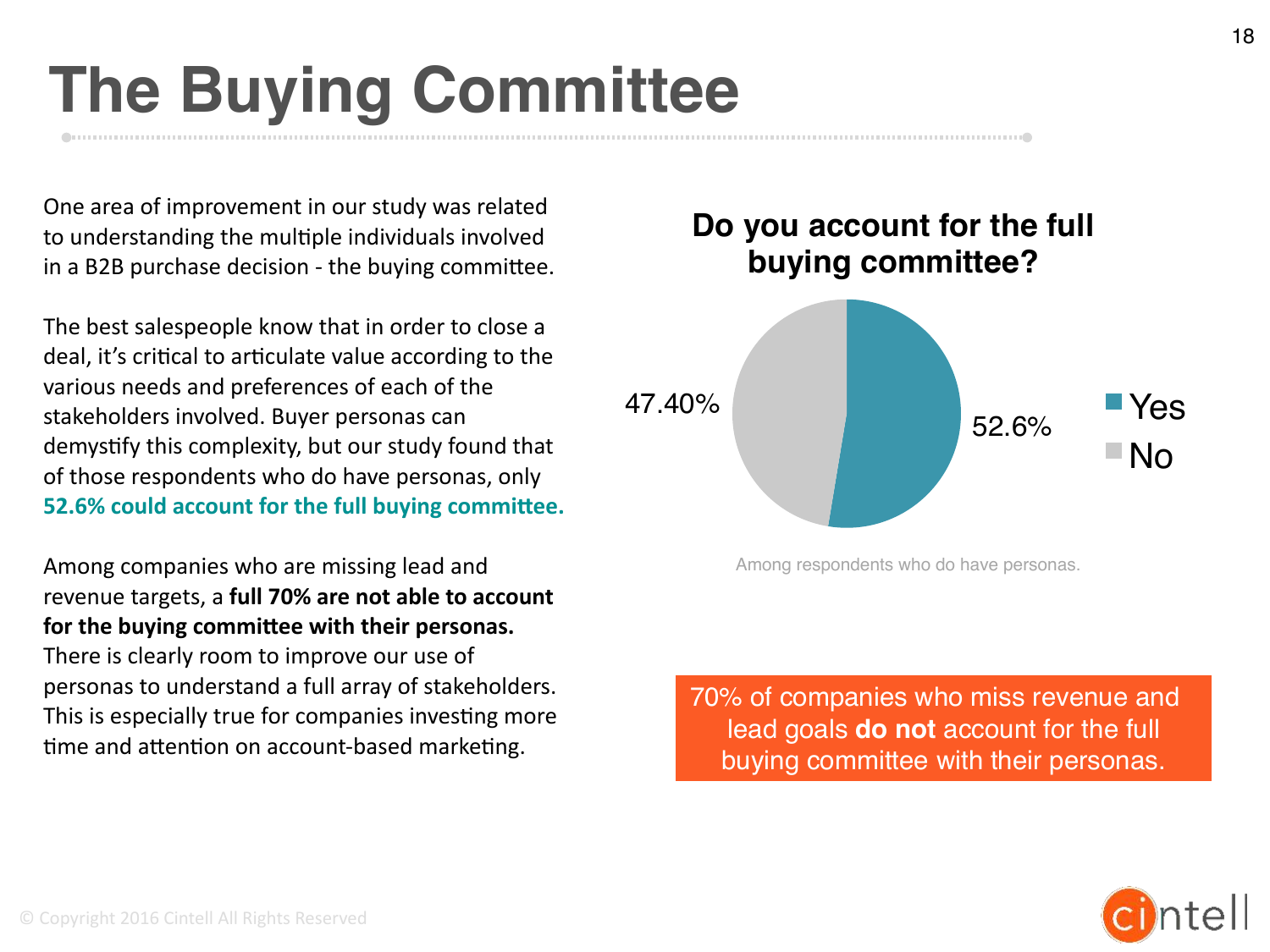# The Buying Committee

One area of improvement in our study was related to understanding the multiple individuals involved in a B2B purchase decision - the buying committee.

The best salespeople know that in order to close a deal, it's critical to articulate value according to the various needs and preferences of each of the stakeholders involved. Buyer personas can demystify this complexity, but our study found that of those respondents who do have personas, only **52.6% could account for the full buying committee.**

Among companies who are missing lead and revenue targets, a **full 70% are not able to account for the buying committee with their personas.** There is clearly room to improve our use of personas to understand a full array of stakeholders. This is especially true for companies investing more time and attention on account-based marketing.

**Do you account for the full buying committee?**

| Response | Percentage |
|---|---|
| Yes | 52.6% |
| No | 47.40% |

Among respondents who do have personas.

70% of companies who miss revenue and lead goals **do not** account for the full buying committee with their personas.

© Copyright 2016 Cintell All Rights Reserved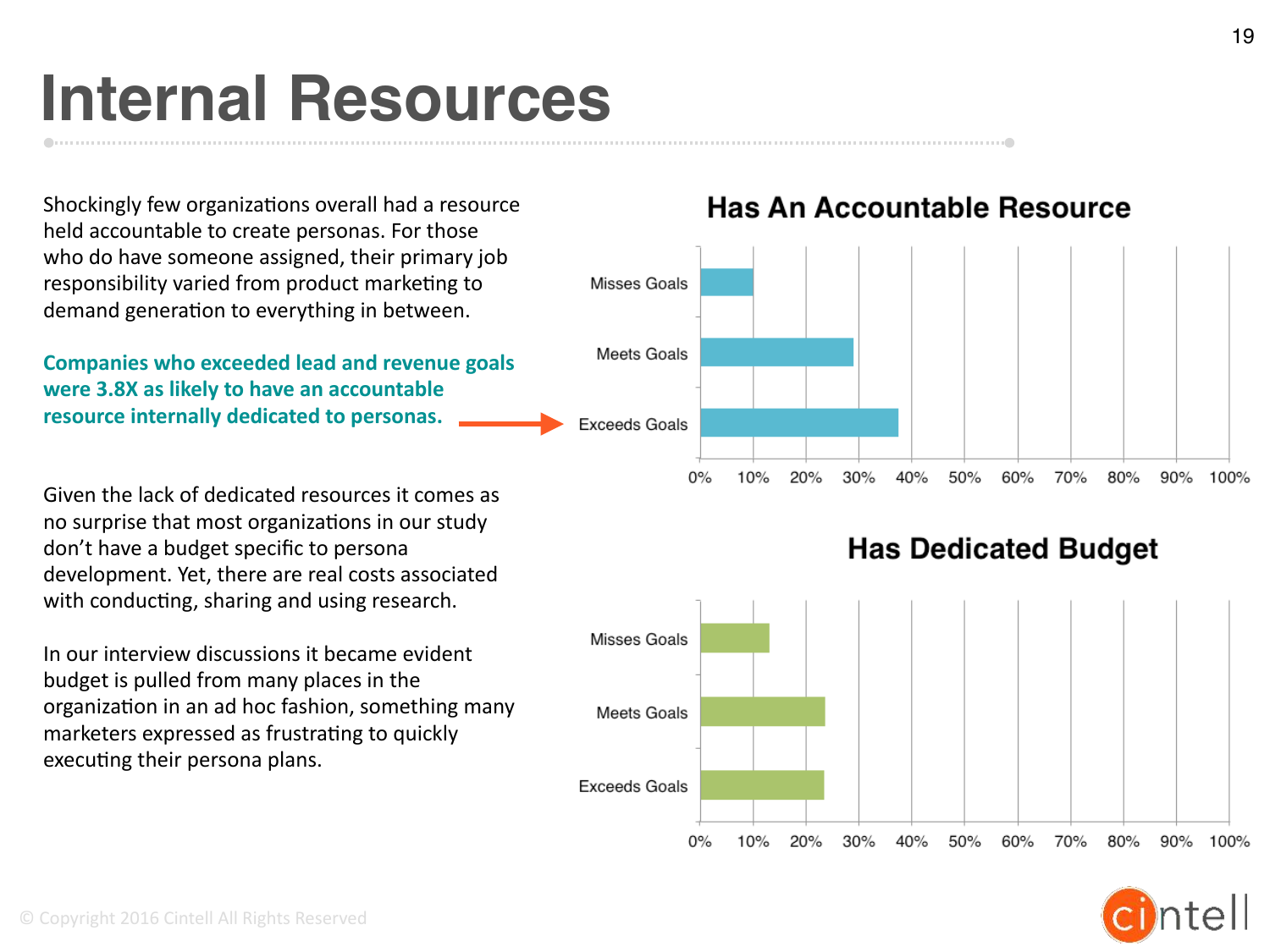# Internal Resources

Shockingly few organizations overall had a resource held accountable to create personas. For those who do have someone assigned, their primary job responsibility varied from product marketing to demand generation to everything in between.

**Companies who exceeded lead and revenue goals were 3.8X as likely to have an accountable resource internally dedicated to personas.**

Given the lack of dedicated resources it comes as no surprise that most organizations in our study don't have a budget specific to persona development. Yet, there are real costs associated with conducting, sharing and using research.

In our interview discussions it became evident budget is pulled from many places in the organization in an ad hoc fashion, something many marketers expressed as frustrating to quickly executing their persona plans.

**Has An Accountable Resource**

| | |
|---|---|
| Misses Goals | ~10% |
| Meets Goals | ~29% |
| Exceeds Goals | ~38% |

**Has Dedicated Budget**

| | |
|---|---|
| Misses Goals | ~13% |
| Meets Goals | ~24% |
| Exceeds Goals | ~24% |

© Copyright 2016 Cintell All Rights Reserved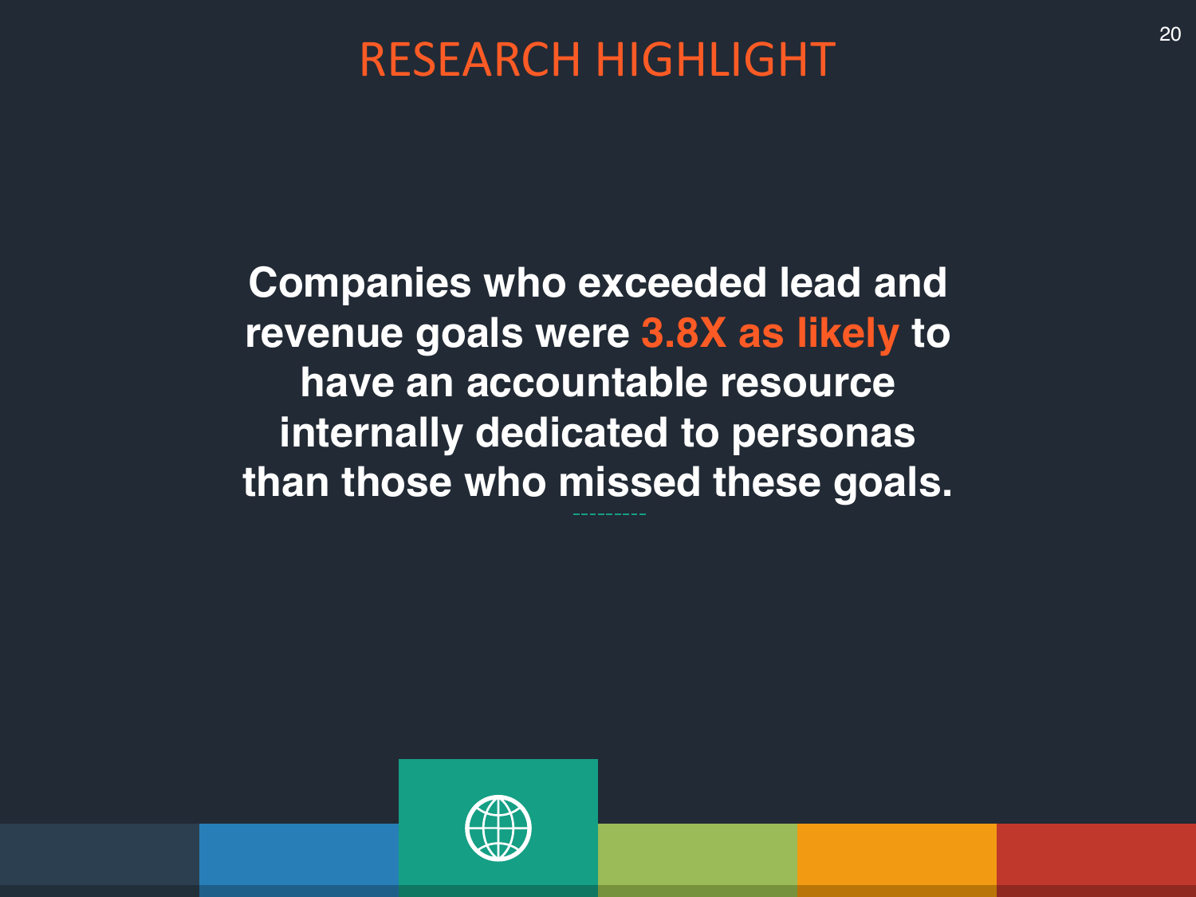# RESEARCH HIGHLIGHT

**Companies who exceeded lead and revenue goals were 3.8X as likely to have an accountable resource internally dedicated to personas than those who missed these goals.**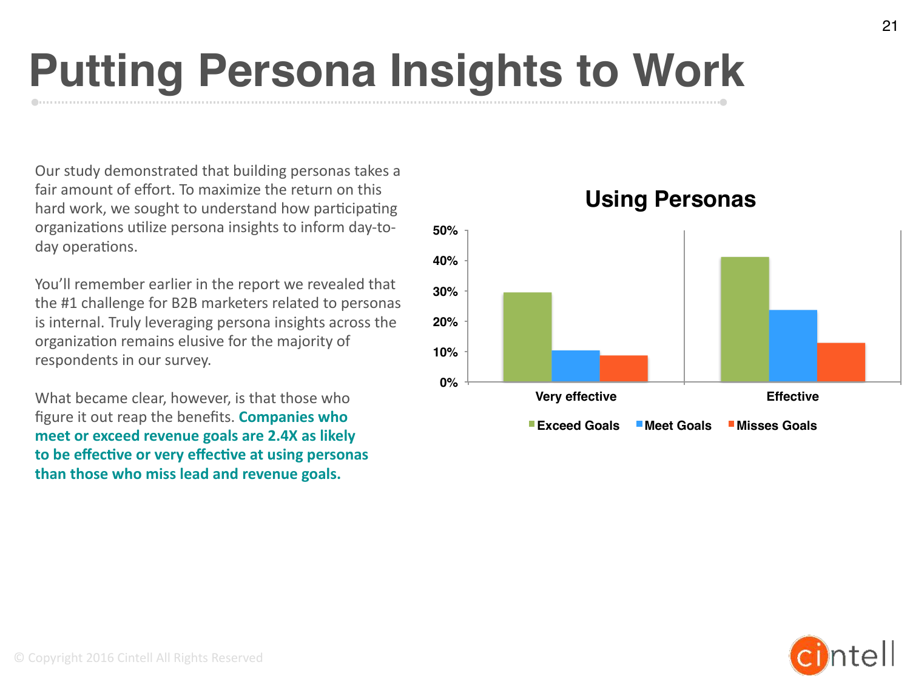# Putting Persona Insights to Work

Our study demonstrated that building personas takes a fair amount of effort. To maximize the return on this hard work, we sought to understand how participating organizations utilize persona insights to inform day-to-day operations.

You'll remember earlier in the report we revealed that the #1 challenge for B2B marketers related to personas is internal. Truly leveraging persona insights across the organization remains elusive for the majority of respondents in our survey.

What became clear, however, is that those who figure it out reap the benefits. **Companies who meet or exceed revenue goals are 2.4X as likely to be effective or very effective at using personas than those who miss lead and revenue goals.**

**Using Personas**

| | Exceed Goals | Meet Goals | Misses Goals |
|---|---|---|---|
| Very effective | ~29% | ~10% | ~9% |
| Effective | ~41% | ~24% | ~13% |

© Copyright 2016 Cintell All Rights Reserved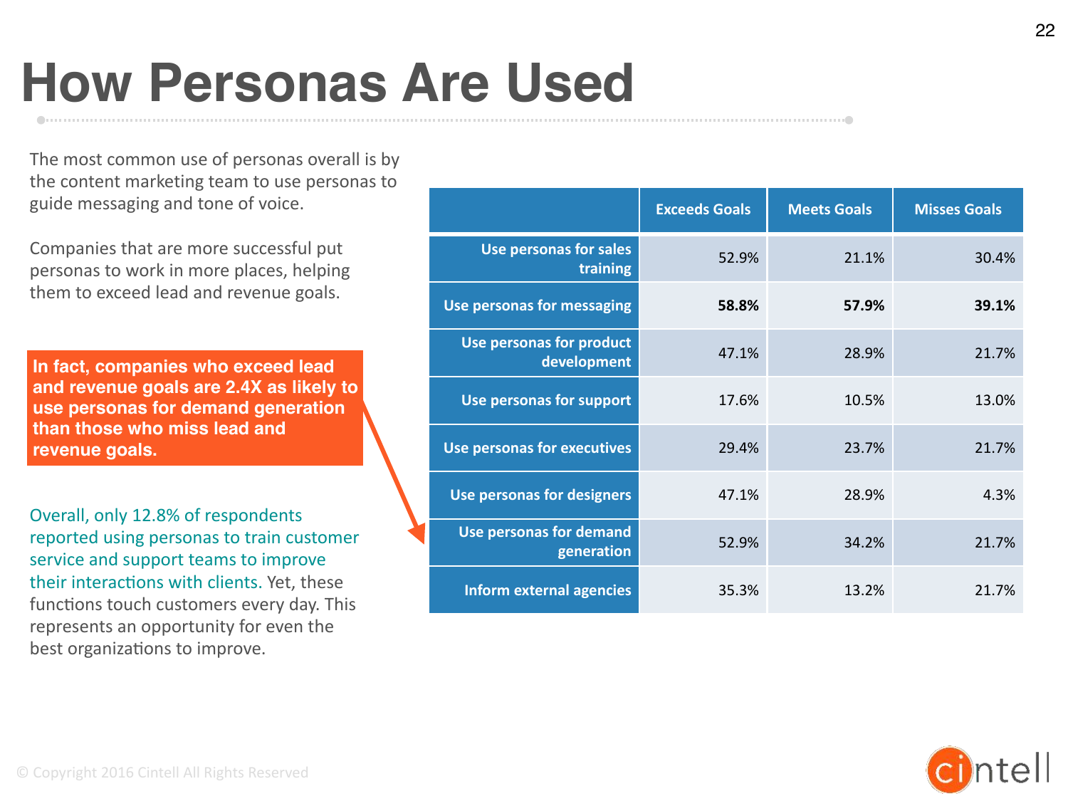# How Personas Are Used

The most common use of personas overall is by the content marketing team to use personas to guide messaging and tone of voice.

Companies that are more successful put personas to work in more places, helping them to exceed lead and revenue goals.

**In fact, companies who exceed lead and revenue goals are 2.4X as likely to use personas for demand generation than those who miss lead and revenue goals.**

Overall, only 12.8% of respondents reported using personas to train customer service and support teams to improve their interactions with clients. Yet, these functions touch customers every day. This represents an opportunity for even the best organizations to improve.

| | Exceeds Goals | Meets Goals | Misses Goals |
|---|---|---|---|
| Use personas for sales training | 52.9% | 21.1% | 30.4% |
| Use personas for messaging | **58.8%** | **57.9%** | **39.1%** |
| Use personas for product development | 47.1% | 28.9% | 21.7% |
| Use personas for support | 17.6% | 10.5% | 13.0% |
| Use personas for executives | 29.4% | 23.7% | 21.7% |
| Use personas for designers | 47.1% | 28.9% | 4.3% |
| Use personas for demand generation | 52.9% | 34.2% | 21.7% |
| Inform external agencies | 35.3% | 13.2% | 21.7% |

© Copyright 2016 Cintell All Rights Reserved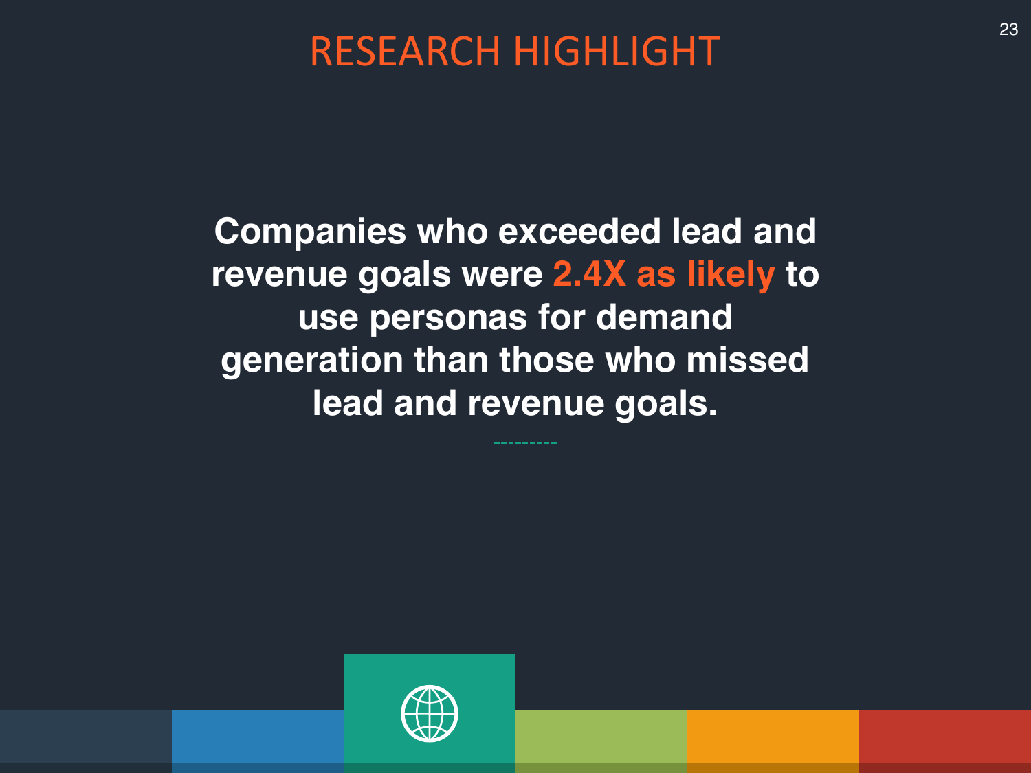# RESEARCH HIGHLIGHT

**Companies who exceeded lead and revenue goals were 2.4X as likely to use personas for demand generation than those who missed lead and revenue goals.**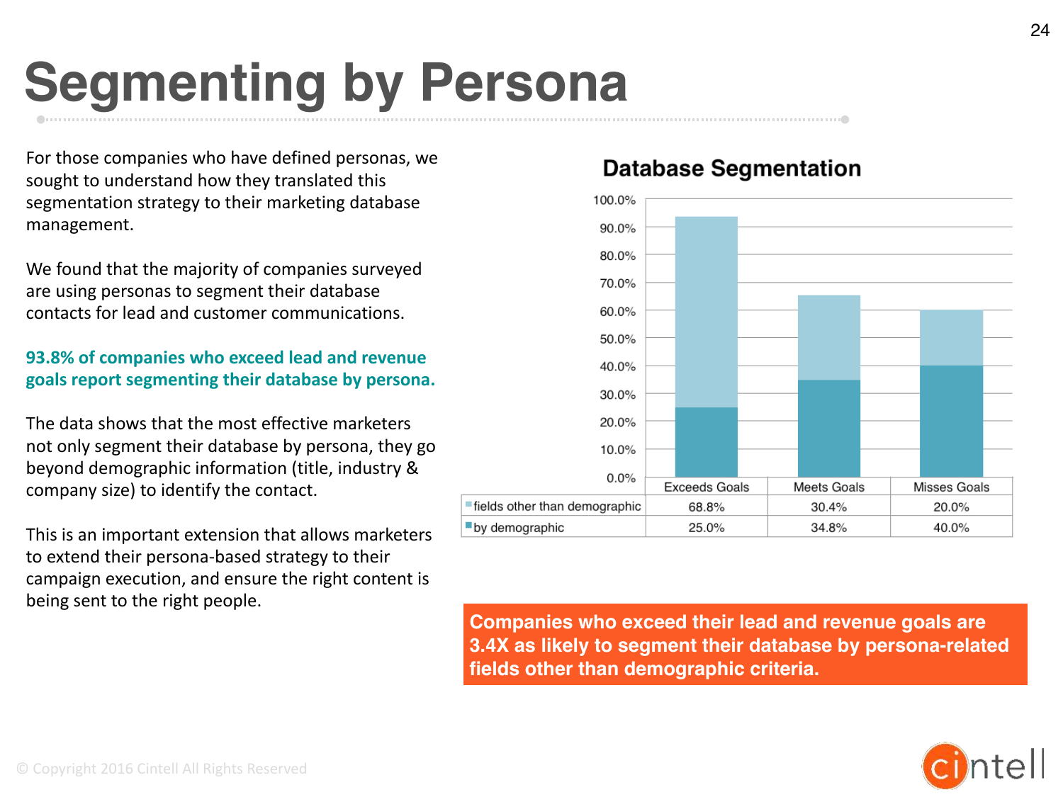# Segmenting by Persona

For those companies who have defined personas, we sought to understand how they translated this segmentation strategy to their marketing database management.

We found that the majority of companies surveyed are using personas to segment their database contacts for lead and customer communications.

**93.8% of companies who exceed lead and revenue goals report segmenting their database by persona.**

The data shows that the most effective marketers not only segment their database by persona, they go beyond demographic information (title, industry & company size) to identify the contact.

This is an important extension that allows marketers to extend their persona-based strategy to their campaign execution, and ensure the right content is being sent to the right people.

**Database Segmentation**

| | Exceeds Goals | Meets Goals | Misses Goals |
|---|---|---|---|
| fields other than demographic | 68.8% | 30.4% | 20.0% |
| by demographic | 25.0% | 34.8% | 40.0% |

**Companies who exceed their lead and revenue goals are 3.4X as likely to segment their database by persona-related fields other than demographic criteria.**

© Copyright 2016 Cintell All Rights Reserved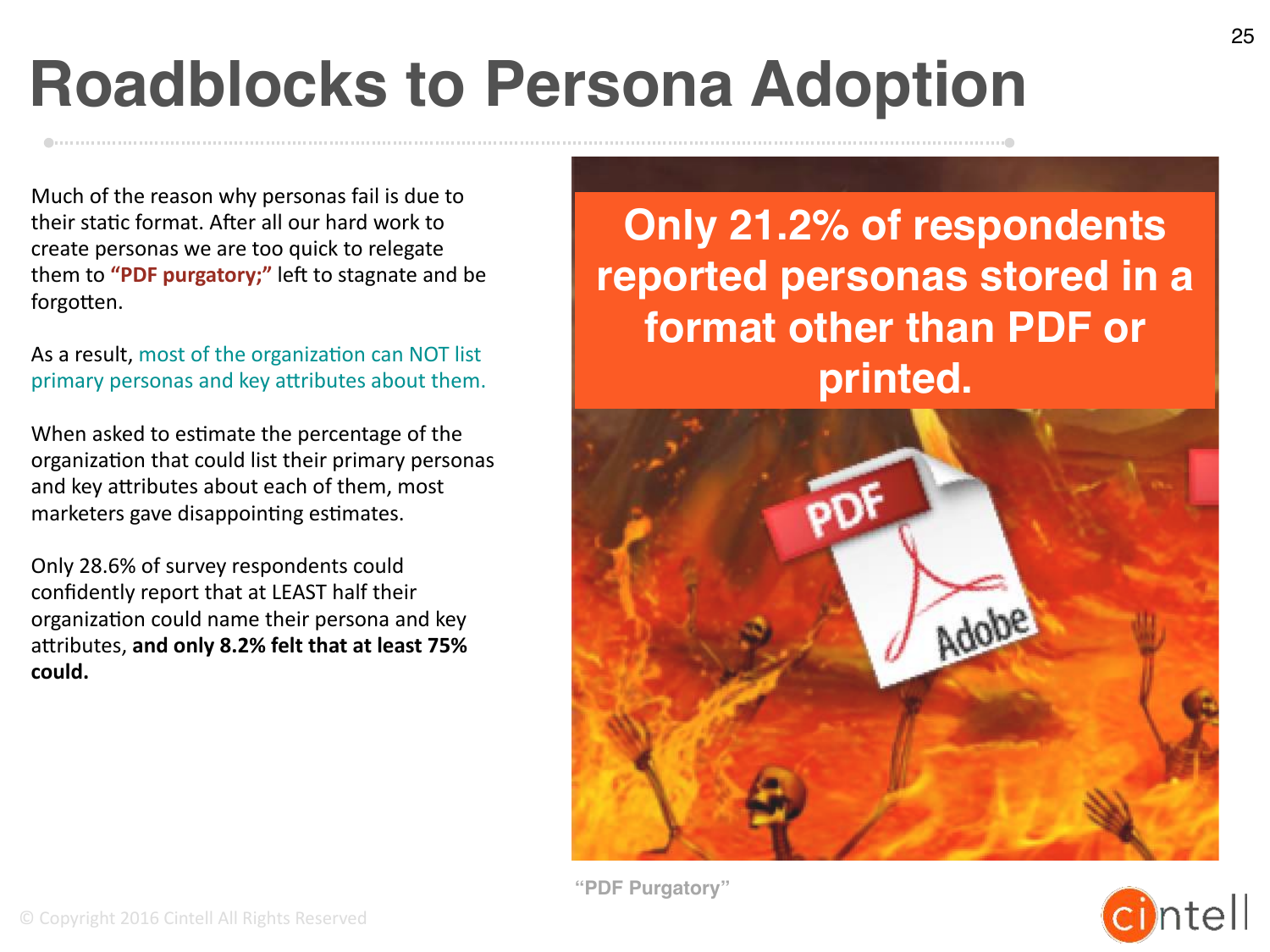# Roadblocks to Persona Adoption

Much of the reason why personas fail is due to their static format. After all our hard work to create personas we are too quick to relegate them to **"PDF purgatory;"** left to stagnate and be forgotten.

As a result, most of the organization can NOT list primary personas and key attributes about them.

When asked to estimate the percentage of the organization that could list their primary personas and key attributes about each of them, most marketers gave disappointing estimates.

Only 28.6% of survey respondents could confidently report that at LEAST half their organization could name their persona and key attributes, **and only 8.2% felt that at least 75% could.**

**Only 21.2% of respondents reported personas stored in a format other than PDF or printed.**

"PDF Purgatory"

© Copyright 2016 Cintell All Rights Reserved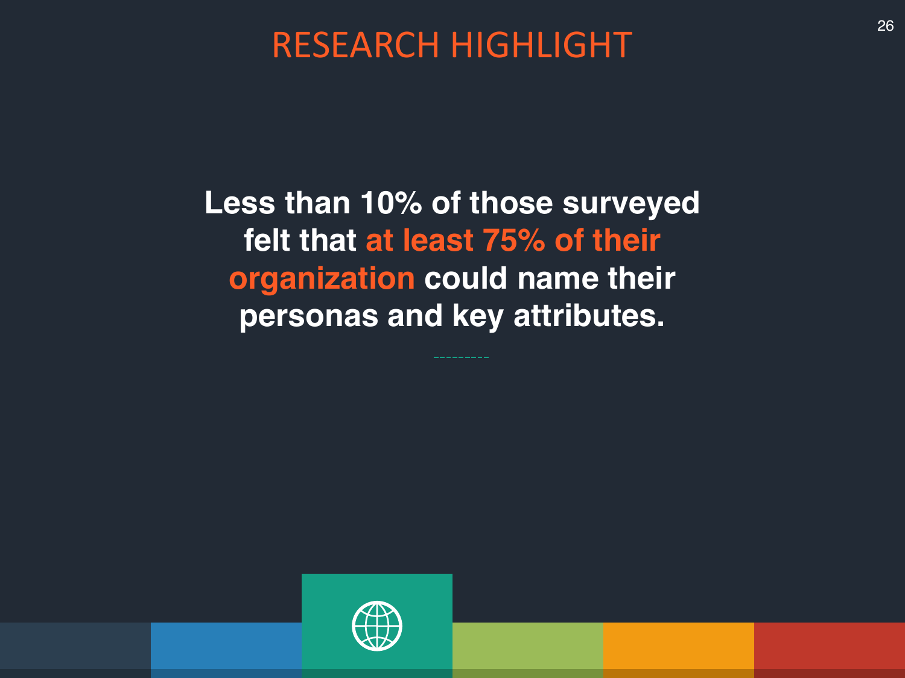# RESEARCH HIGHLIGHT

**Less than 10% of those surveyed felt that at least 75% of their organization could name their personas and key attributes.**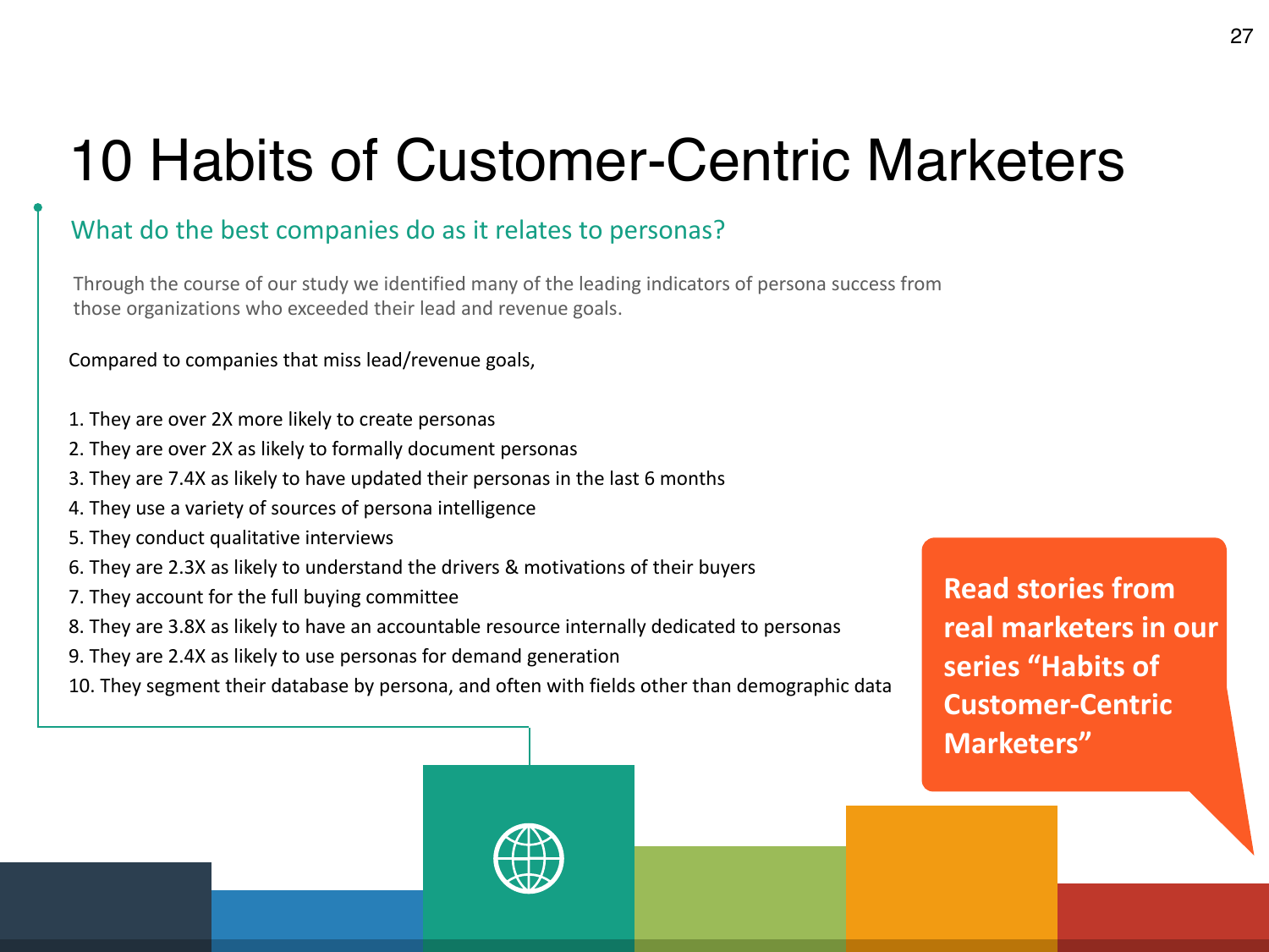# 10 Habits of Customer-Centric Marketers

## What do the best companies do as it relates to personas?

Through the course of our study we identified many of the leading indicators of persona success from those organizations who exceeded their lead and revenue goals.

Compared to companies that miss lead/revenue goals,

1. They are over 2X more likely to create personas
2. They are over 2X as likely to formally document personas
3. They are 7.4X as likely to have updated their personas in the last 6 months
4. They use a variety of sources of persona intelligence
5. They conduct qualitative interviews
6. They are 2.3X as likely to understand the drivers & motivations of their buyers
7. They account for the full buying committee
8. They are 3.8X as likely to have an accountable resource internally dedicated to personas
9. They are 2.4X as likely to use personas for demand generation
10. They segment their database by persona, and often with fields other than demographic data

**Read stories from real marketers in our series "Habits of Customer-Centric Marketers"**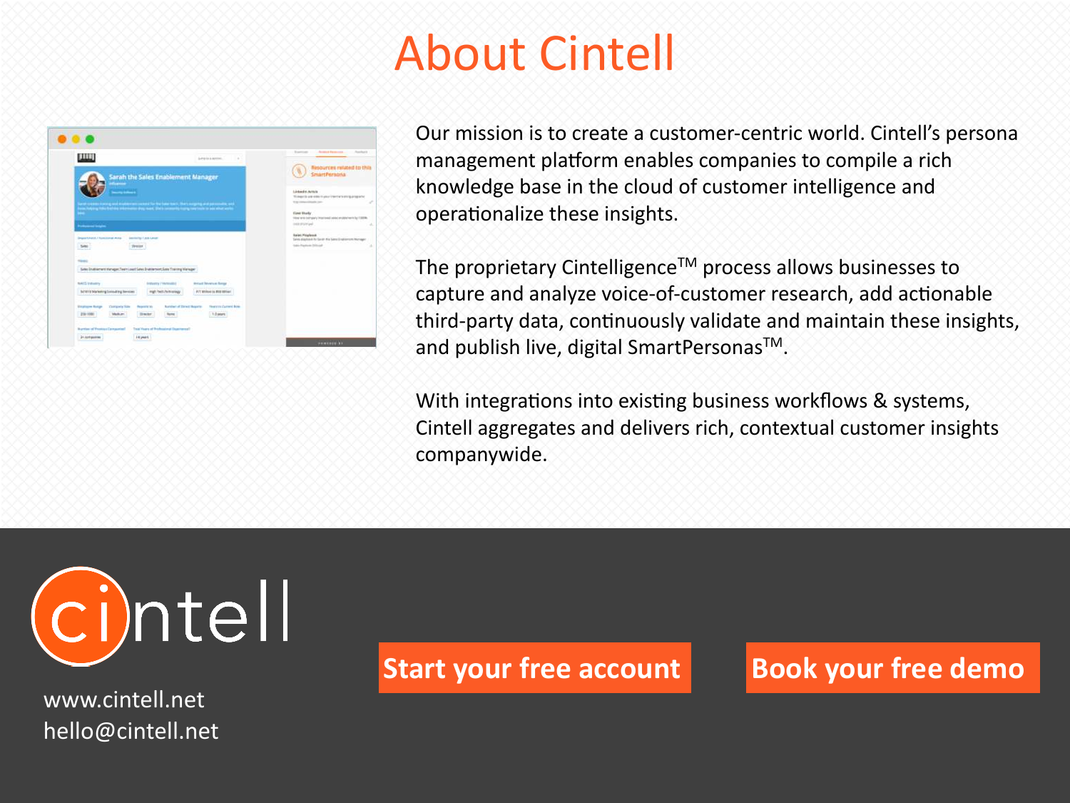# About Cintell

Our mission is to create a customer-centric world. Cintell's persona management platform enables companies to compile a rich knowledge base in the cloud of customer intelligence and operationalize these insights.

The proprietary Cintelligence™ process allows businesses to capture and analyze voice-of-customer research, add actionable third-party data, continuously validate and maintain these insights, and publish live, digital SmartPersonas™.

With integrations into existing business workflows & systems, Cintell aggregates and delivers rich, contextual customer insights companywide.

cintell

www.cintell.net
hello@cintell.net

**Start your free account**

**Book your free demo**